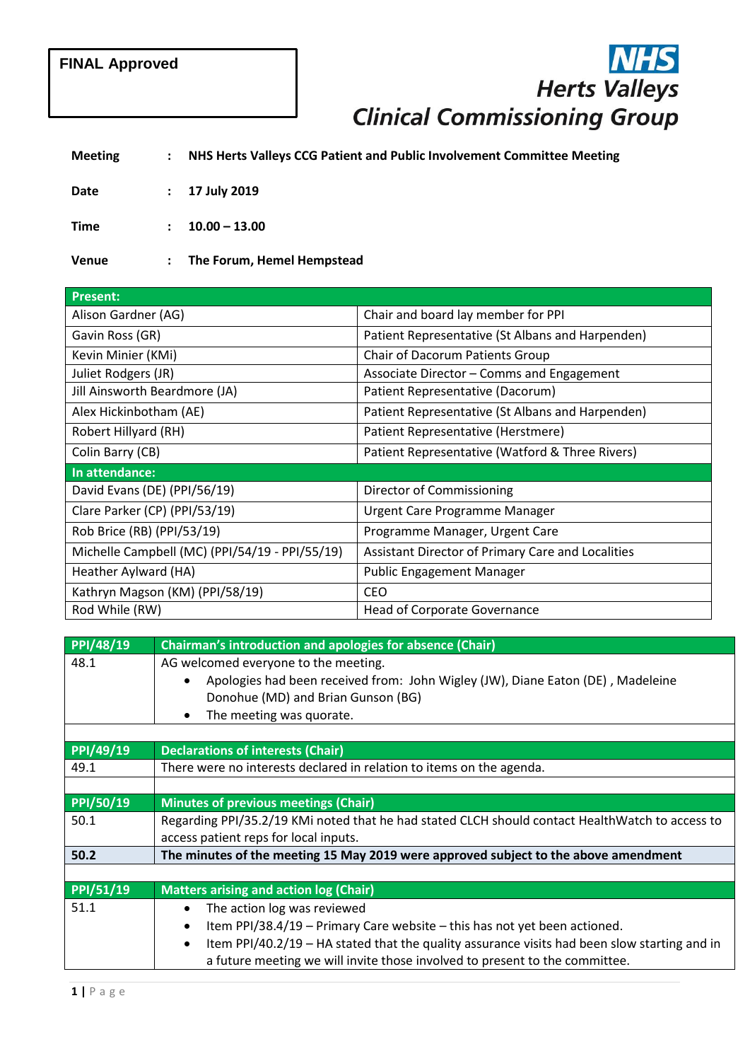**FINAL Approved**

**NHS Herts Valleys Clinical Commissioning Group**

| | | |
|---|---|---|
| **Meeting** | : | **NHS Herts Valleys CCG Patient and Public Involvement Committee Meeting** |
| **Date** | : | **17 July 2019** |
| **Time** | : | **10.00 – 13.00** |
| **Venue** | : | **The Forum, Hemel Hempstead** |

| **Present:** | |
|---|---|
| Alison Gardner (AG) | Chair and board lay member for PPI |
| Gavin Ross (GR) | Patient Representative (St Albans and Harpenden) |
| Kevin Minier (KMi) | Chair of Dacorum Patients Group |
| Juliet Rodgers (JR) | Associate Director – Comms and Engagement |
| Jill Ainsworth Beardmore (JA) | Patient Representative (Dacorum) |
| Alex Hickinbotham (AE) | Patient Representative (St Albans and Harpenden) |
| Robert Hillyard (RH) | Patient Representative (Herstmere) |
| Colin Barry (CB) | Patient Representative (Watford & Three Rivers) |
| **In attendance:** | |
| David Evans (DE) (PPI/56/19) | Director of Commissioning |
| Clare Parker (CP) (PPI/53/19) | Urgent Care Programme Manager |
| Rob Brice (RB) (PPI/53/19) | Programme Manager, Urgent Care |
| Michelle Campbell (MC) (PPI/54/19 - PPI/55/19) | Assistant Director of Primary Care and Localities |
| Heather Aylward (HA) | Public Engagement Manager |
| Kathryn Magson (KM) (PPI/58/19) | CEO |
| Rod While (RW) | Head of Corporate Governance |

| | |
|---|---|
| **PPI/48/19** | **Chairman's introduction and apologies for absence (Chair)** |
| 48.1 | AG welcomed everyone to the meeting.<br>• Apologies had been received from: John Wigley (JW), Diane Eaton (DE) , Madeleine Donohue (MD) and Brian Gunson (BG)<br>• The meeting was quorate. |
| | |
| **PPI/49/19** | **Declarations of interests (Chair)** |
| 49.1 | There were no interests declared in relation to items on the agenda. |
| | |
| **PPI/50/19** | **Minutes of previous meetings (Chair)** |
| 50.1 | Regarding PPI/35.2/19 KMi noted that he had stated CLCH should contact HealthWatch to access to access patient reps for local inputs. |
| **50.2** | **The minutes of the meeting 15 May 2019 were approved subject to the above amendment** |
| | |
| **PPI/51/19** | **Matters arising and action log (Chair)** |
| 51.1 | • The action log was reviewed<br>• Item PPI/38.4/19 – Primary Care website – this has not yet been actioned.<br>• Item PPI/40.2/19 – HA stated that the quality assurance visits had been slow starting and in a future meeting we will invite those involved to present to the committee. |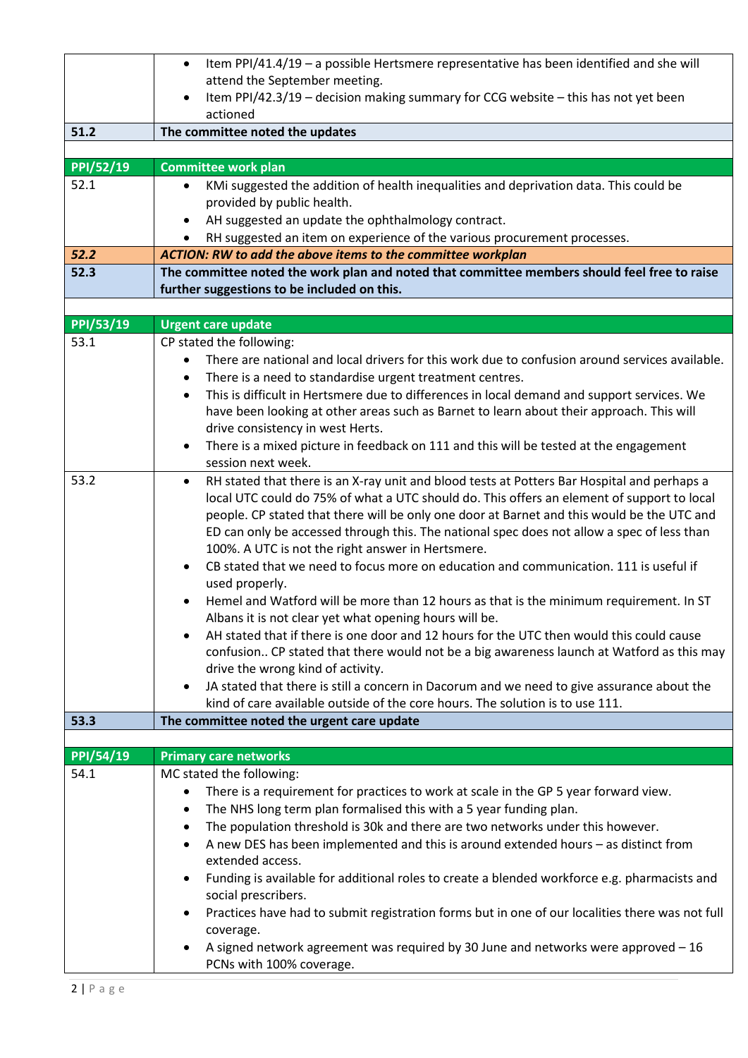| | |
|---|---|
| | • Item PPI/41.4/19 – a possible Hertsmere representative has been identified and she will attend the September meeting.<br>• Item PPI/42.3/19 – decision making summary for CCG website – this has not yet been actioned |
| **51.2** | **The committee noted the updates** |
| | |
| **PPI/52/19** | **Committee work plan** |
| 52.1 | • KMi suggested the addition of health inequalities and deprivation data. This could be provided by public health.<br>• AH suggested an update the ophthalmology contract.<br>• RH suggested an item on experience of the various procurement processes. |
| ***52.2*** | ***ACTION: RW to add the above items to the committee workplan*** |
| **52.3** | **The committee noted the work plan and noted that committee members should feel free to raise further suggestions to be included on this.** |
| | |
| **PPI/53/19** | **Urgent care update** |
| 53.1 | CP stated the following:<br>• There are national and local drivers for this work due to confusion around services available.<br>• There is a need to standardise urgent treatment centres.<br>• This is difficult in Hertsmere due to differences in local demand and support services. We have been looking at other areas such as Barnet to learn about their approach. This will drive consistency in west Herts.<br>• There is a mixed picture in feedback on 111 and this will be tested at the engagement session next week. |
| 53.2 | • RH stated that there is an X-ray unit and blood tests at Potters Bar Hospital and perhaps a local UTC could do 75% of what a UTC should do. This offers an element of support to local people. CP stated that there will be only one door at Barnet and this would be the UTC and ED can only be accessed through this. The national spec does not allow a spec of less than 100%. A UTC is not the right answer in Hertsmere.<br>• CB stated that we need to focus more on education and communication. 111 is useful if used properly.<br>• Hemel and Watford will be more than 12 hours as that is the minimum requirement. In ST Albans it is not clear yet what opening hours will be.<br>• AH stated that if there is one door and 12 hours for the UTC then would this could cause confusion.. CP stated that there would not be a big awareness launch at Watford as this may drive the wrong kind of activity.<br>• JA stated that there is still a concern in Dacorum and we need to give assurance about the kind of care available outside of the core hours. The solution is to use 111. |
| **53.3** | **The committee noted the urgent care update** |
| | |
| **PPI/54/19** | **Primary care networks** |
| 54.1 | MC stated the following:<br>• There is a requirement for practices to work at scale in the GP 5 year forward view.<br>• The NHS long term plan formalised this with a 5 year funding plan.<br>• The population threshold is 30k and there are two networks under this however.<br>• A new DES has been implemented and this is around extended hours – as distinct from extended access.<br>• Funding is available for additional roles to create a blended workforce e.g. pharmacists and social prescribers.<br>• Practices have had to submit registration forms but in one of our localities there was not full coverage.<br>• A signed network agreement was required by 30 June and networks were approved – 16 PCNs with 100% coverage. |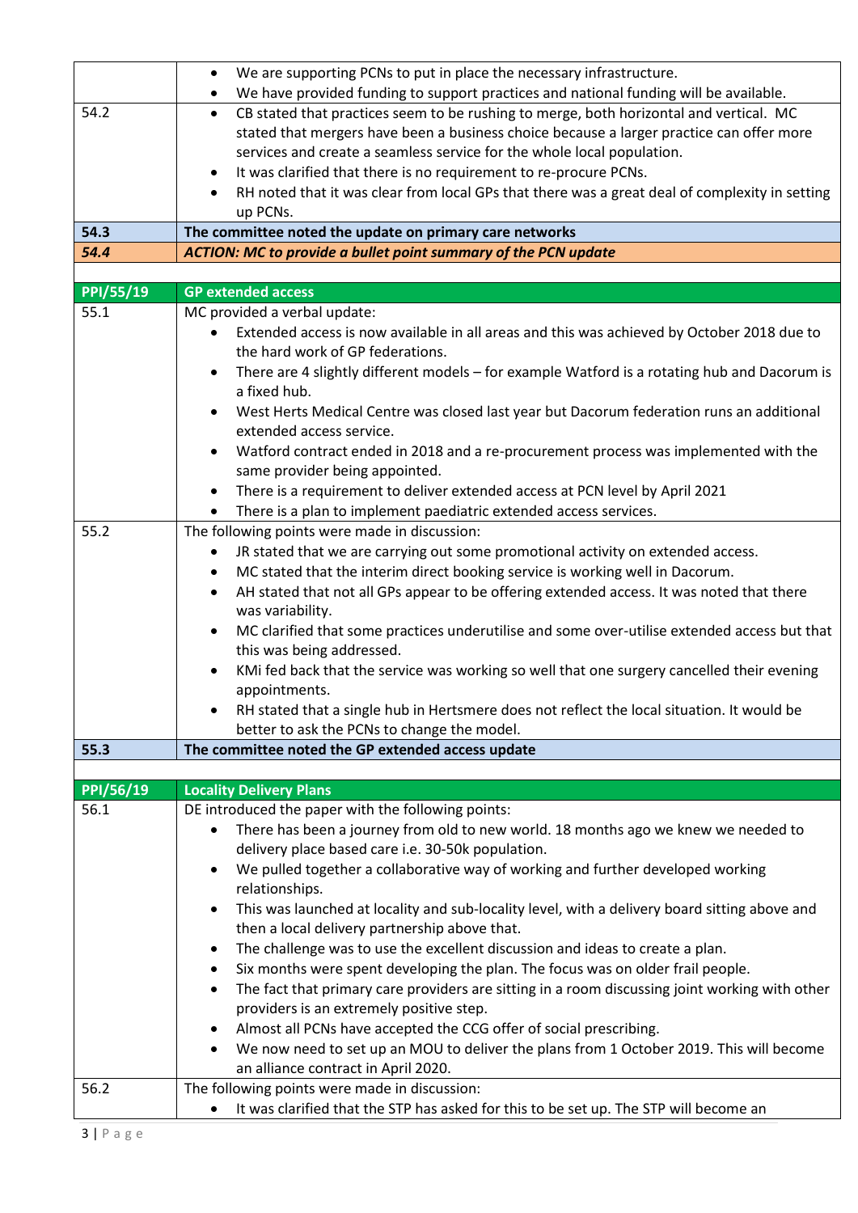| | |
|---|---|
| | • We are supporting PCNs to put in place the necessary infrastructure.<br>• We have provided funding to support practices and national funding will be available. |
| 54.2 | • CB stated that practices seem to be rushing to merge, both horizontal and vertical. MC stated that mergers have been a business choice because a larger practice can offer more services and create a seamless service for the whole local population.<br>• It was clarified that there is no requirement to re-procure PCNs.<br>• RH noted that it was clear from local GPs that there was a great deal of complexity in setting up PCNs. |
| **54.3** | **The committee noted the update on primary care networks** |
| ***54.4*** | ***ACTION: MC to provide a bullet point summary of the PCN update*** |
| | |
| **PPI/55/19** | **GP extended access** |
| 55.1 | MC provided a verbal update:<br>• Extended access is now available in all areas and this was achieved by October 2018 due to the hard work of GP federations.<br>• There are 4 slightly different models – for example Watford is a rotating hub and Dacorum is a fixed hub.<br>• West Herts Medical Centre was closed last year but Dacorum federation runs an additional extended access service.<br>• Watford contract ended in 2018 and a re-procurement process was implemented with the same provider being appointed.<br>• There is a requirement to deliver extended access at PCN level by April 2021<br>• There is a plan to implement paediatric extended access services. |
| 55.2 | The following points were made in discussion:<br>• JR stated that we are carrying out some promotional activity on extended access.<br>• MC stated that the interim direct booking service is working well in Dacorum.<br>• AH stated that not all GPs appear to be offering extended access. It was noted that there was variability.<br>• MC clarified that some practices underutilise and some over-utilise extended access but that this was being addressed.<br>• KMi fed back that the service was working so well that one surgery cancelled their evening appointments.<br>• RH stated that a single hub in Hertsmere does not reflect the local situation. It would be better to ask the PCNs to change the model. |
| **55.3** | **The committee noted the GP extended access update** |
| | |
| **PPI/56/19** | **Locality Delivery Plans** |
| 56.1 | DE introduced the paper with the following points:<br>• There has been a journey from old to new world. 18 months ago we knew we needed to delivery place based care i.e. 30-50k population.<br>• We pulled together a collaborative way of working and further developed working relationships.<br>• This was launched at locality and sub-locality level, with a delivery board sitting above and then a local delivery partnership above that.<br>• The challenge was to use the excellent discussion and ideas to create a plan.<br>• Six months were spent developing the plan. The focus was on older frail people.<br>• The fact that primary care providers are sitting in a room discussing joint working with other providers is an extremely positive step.<br>• Almost all PCNs have accepted the CCG offer of social prescribing.<br>• We now need to set up an MOU to deliver the plans from 1 October 2019. This will become an alliance contract in April 2020. |
| 56.2 | The following points were made in discussion:<br>• It was clarified that the STP has asked for this to be set up. The STP will become an |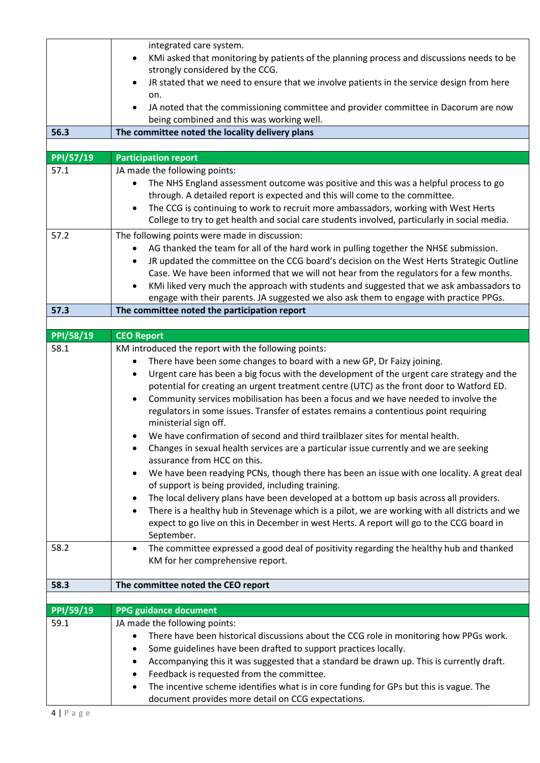| | |
|---|---|
| | integrated care system.<br>• KMi asked that monitoring by patients of the planning process and discussions needs to be strongly considered by the CCG.<br>• JR stated that we need to ensure that we involve patients in the service design from here on.<br>• JA noted that the commissioning committee and provider committee in Dacorum are now being combined and this was working well. |
| **56.3** | **The committee noted the locality delivery plans** |
| | |
| **PPI/57/19** | **Participation report** |
| 57.1 | JA made the following points:<br>• The NHS England assessment outcome was positive and this was a helpful process to go through. A detailed report is expected and this will come to the committee.<br>• The CCG is continuing to work to recruit more ambassadors, working with West Herts College to try to get health and social care students involved, particularly in social media. |
| 57.2 | The following points were made in discussion:<br>• AG thanked the team for all of the hard work in pulling together the NHSE submission.<br>• JR updated the committee on the CCG board's decision on the West Herts Strategic Outline Case. We have been informed that we will not hear from the regulators for a few months.<br>• KMi liked very much the approach with students and suggested that we ask ambassadors to engage with their parents. JA suggested we also ask them to engage with practice PPGs. |
| **57.3** | **The committee noted the participation report** |
| | |
| **PPI/58/19** | **CEO Report** |
| 58.1 | KM introduced the report with the following points:<br>• There have been some changes to board with a new GP, Dr Faizy joining.<br>• Urgent care has been a big focus with the development of the urgent care strategy and the potential for creating an urgent treatment centre (UTC) as the front door to Watford ED.<br>• Community services mobilisation has been a focus and we have needed to involve the regulators in some issues. Transfer of estates remains a contentious point requiring ministerial sign off.<br>• We have confirmation of second and third trailblazer sites for mental health.<br>• Changes in sexual health services are a particular issue currently and we are seeking assurance from HCC on this.<br>• We have been readying PCNs, though there has been an issue with one locality. A great deal of support is being provided, including training.<br>• The local delivery plans have been developed at a bottom up basis across all providers.<br>• There is a healthy hub in Stevenage which is a pilot, we are working with all districts and we expect to go live on this in December in west Herts. A report will go to the CCG board in September. |
| 58.2 | • The committee expressed a good deal of positivity regarding the healthy hub and thanked KM for her comprehensive report. |
| **58.3** | **The committee noted the CEO report** |
| | |
| **PPI/59/19** | **PPG guidance document** |
| 59.1 | JA made the following points:<br>• There have been historical discussions about the CCG role in monitoring how PPGs work.<br>• Some guidelines have been drafted to support practices locally.<br>• Accompanying this it was suggested that a standard be drawn up. This is currently draft.<br>• Feedback is requested from the committee.<br>• The incentive scheme identifies what is in core funding for GPs but this is vague. The document provides more detail on CCG expectations. |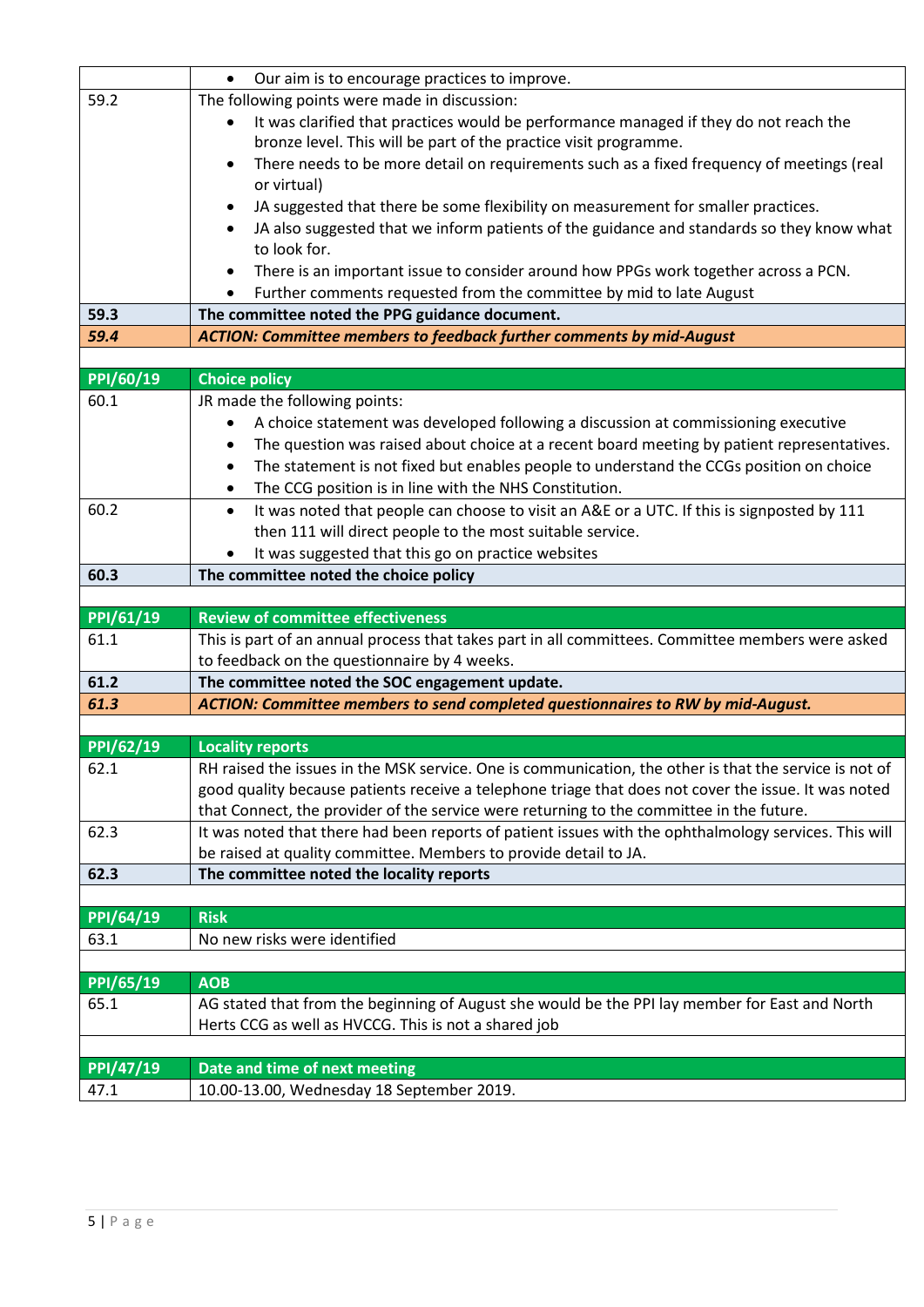| | |
|---|---|
| | • Our aim is to encourage practices to improve. |
| 59.2 | The following points were made in discussion:<br>• It was clarified that practices would be performance managed if they do not reach the bronze level. This will be part of the practice visit programme.<br>• There needs to be more detail on requirements such as a fixed frequency of meetings (real or virtual)<br>• JA suggested that there be some flexibility on measurement for smaller practices.<br>• JA also suggested that we inform patients of the guidance and standards so they know what to look for.<br>• There is an important issue to consider around how PPGs work together across a PCN.<br>• Further comments requested from the committee by mid to late August |
| **59.3** | **The committee noted the PPG guidance document.** |
| ***59.4*** | ***ACTION: Committee members to feedback further comments by mid-August*** |
| | |
| **PPI/60/19** | **Choice policy** |
| 60.1 | JR made the following points:<br>• A choice statement was developed following a discussion at commissioning executive<br>• The question was raised about choice at a recent board meeting by patient representatives.<br>• The statement is not fixed but enables people to understand the CCGs position on choice<br>• The CCG position is in line with the NHS Constitution. |
| 60.2 | • It was noted that people can choose to visit an A&E or a UTC. If this is signposted by 111 then 111 will direct people to the most suitable service.<br>• It was suggested that this go on practice websites |
| **60.3** | **The committee noted the choice policy** |
| | |
| **PPI/61/19** | **Review of committee effectiveness** |
| 61.1 | This is part of an annual process that takes part in all committees. Committee members were asked to feedback on the questionnaire by 4 weeks. |
| **61.2** | **The committee noted the SOC engagement update.** |
| ***61.3*** | ***ACTION: Committee members to send completed questionnaires to RW by mid-August.*** |
| | |
| **PPI/62/19** | **Locality reports** |
| 62.1 | RH raised the issues in the MSK service. One is communication, the other is that the service is not of good quality because patients receive a telephone triage that does not cover the issue. It was noted that Connect, the provider of the service were returning to the committee in the future. |
| 62.3 | It was noted that there had been reports of patient issues with the ophthalmology services. This will be raised at quality committee. Members to provide detail to JA. |
| **62.3** | **The committee noted the locality reports** |
| | |
| **PPI/64/19** | **Risk** |
| 63.1 | No new risks were identified |
| | |
| **PPI/65/19** | **AOB** |
| 65.1 | AG stated that from the beginning of August she would be the PPI lay member for East and North Herts CCG as well as HVCCG. This is not a shared job |
| | |
| **PPI/47/19** | **Date and time of next meeting** |
| 47.1 | 10.00-13.00, Wednesday 18 September 2019. |